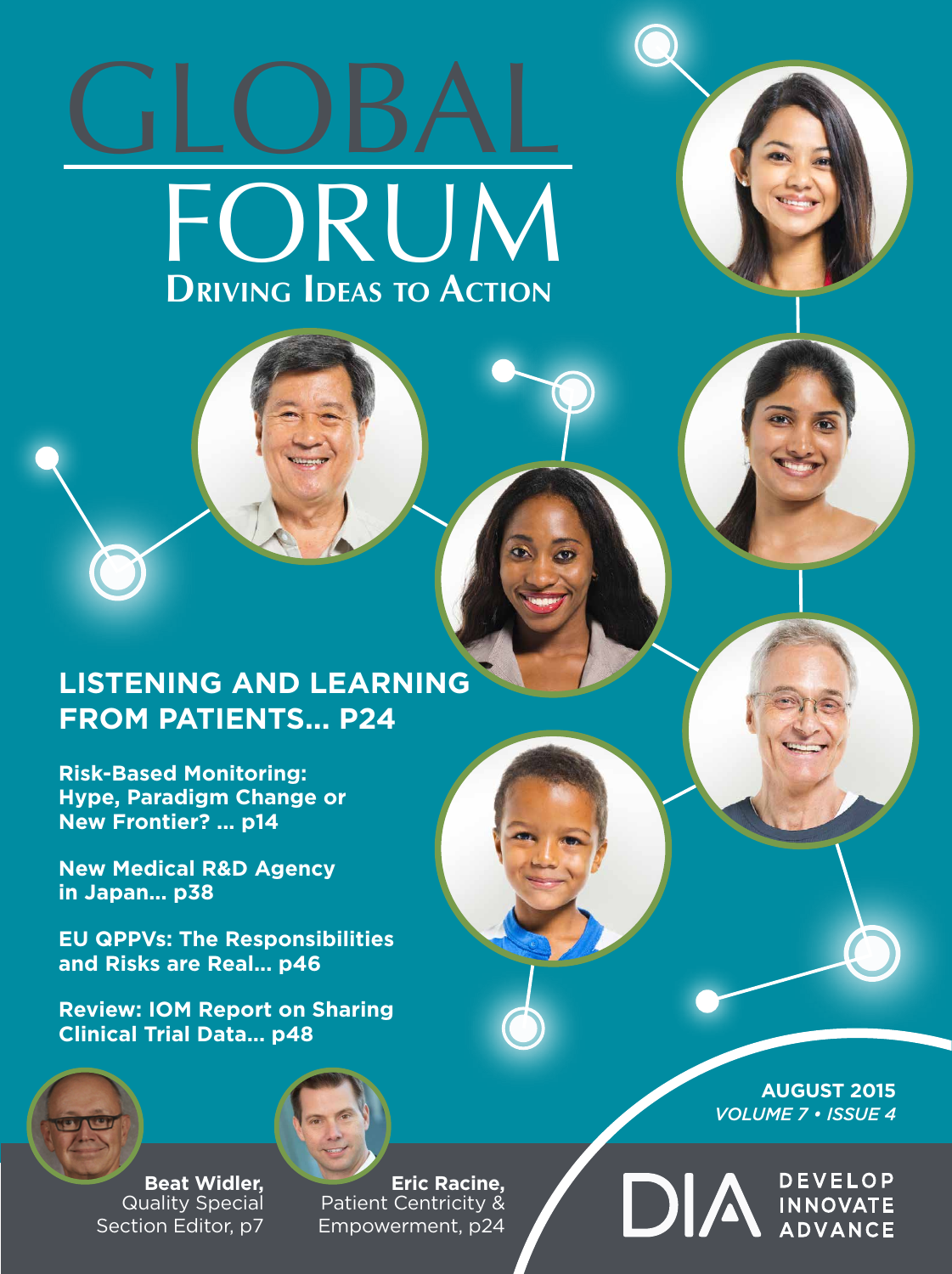# GLOBAL FORUM

## Driving Ideas to Action

## LISTENING AND LEARNING FROM PATIENTS… P24

**Risk-Based Monitoring: Hype, Paradigm Change or New Frontier? … p14**

**New Medical R&D Agency in Japan… p38**

**EU QPPVs: The Responsibilities and Risks are Real… p46**

**Review: IOM Report on Sharing Clinical Trial Data… p48**

**Beat Widler,** Quality Special Section Editor, p7

**Eric Racine,** Patient Centricity & Empowerment, p24

**AUGUST 2015**
*VOLUME 7 • ISSUE 4*

DIA DEVELOP INNOVATE ADVANCE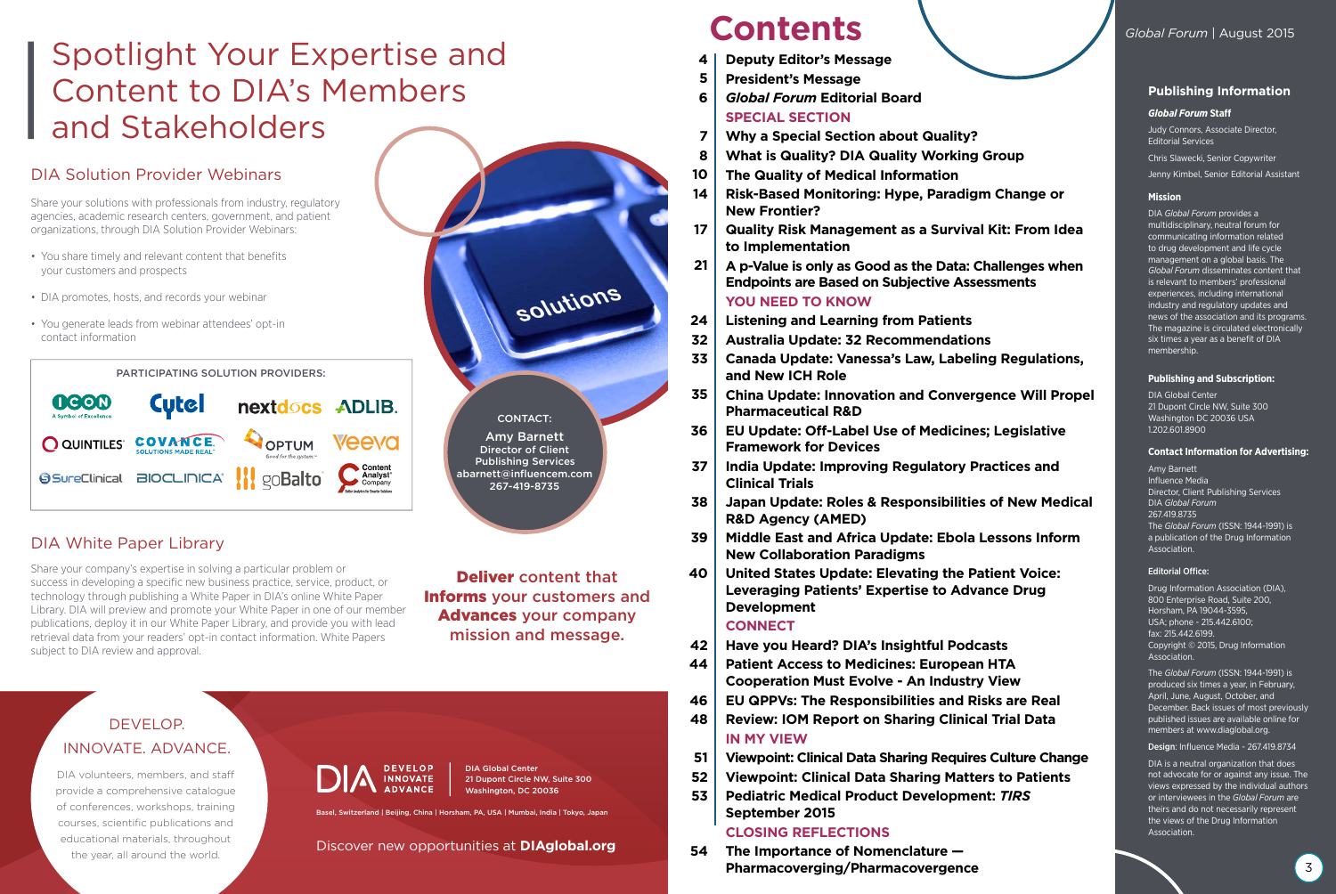# Spotlight Your Expertise and Content to DIA's Members and Stakeholders

## DIA Solution Provider Webinars

Share your solutions with professionals from industry, regulatory agencies, academic research centers, government, and patient organizations, through DIA Solution Provider Webinars:

- You share timely and relevant content that benefits your customers and prospects
- DIA promotes, hosts, and records your webinar
- You generate leads from webinar attendees' opt-in contact information

PARTICIPATING SOLUTION PROVIDERS:

ICON, Cytel, nextdocs, ADLIB, QUINTILES, COVANCE, OPTUM, Veeva, SureClinical, BIOCLINICA, goBalto, Content Analyst Company

CONTACT:
Amy Barnett
Director of Client Publishing Services
abarnett@influencem.com
267-419-8735

## DIA White Paper Library

Share your company's expertise in solving a particular problem or success in developing a specific new business practice, service, product, or technology through publishing a White Paper in DIA's online White Paper Library. DIA will preview and promote your White Paper in one of our member publications, deploy it in our White Paper Library, and provide you with lead retrieval data from your readers' opt-in contact information. White Papers subject to DIA review and approval.

**Deliver** content that **Informs** your customers and **Advances** your company mission and message.

DEVELOP. INNOVATE. ADVANCE.

DIA volunteers, members, and staff provide a comprehensive catalogue of conferences, workshops, training courses, scientific publications and educational materials, throughout the year, all around the world.

DIA DEVELOP INNOVATE ADVANCE
DIA Global Center
21 Dupont Circle NW, Suite 300
Washington, DC 20036

Basel, Switzerland | Beijing, China | Horsham, PA, USA | Mumbai, India | Tokyo, Japan

Discover new opportunities at **DIAglobal.org**

# Contents

4 **Deputy Editor's Message**
5 **President's Message**
6 ***Global Forum* Editorial Board**

**SPECIAL SECTION**

7 **Why a Special Section about Quality?**
8 **What is Quality? DIA Quality Working Group**
10 **The Quality of Medical Information**
14 **Risk-Based Monitoring: Hype, Paradigm Change or New Frontier?**
17 **Quality Risk Management as a Survival Kit: From Idea to Implementation**
21 **A p-Value is only as Good as the Data: Challenges when Endpoints are Based on Subjective Assessments**

**YOU NEED TO KNOW**

24 **Listening and Learning from Patients**
32 **Australia Update: 32 Recommendations**
33 **Canada Update: Vanessa's Law, Labeling Regulations, and New ICH Role**
35 **China Update: Innovation and Convergence Will Propel Pharmaceutical R&D**
36 **EU Update: Off-Label Use of Medicines; Legislative Framework for Devices**
37 **India Update: Improving Regulatory Practices and Clinical Trials**
38 **Japan Update: Roles & Responsibilities of New Medical R&D Agency (AMED)**
39 **Middle East and Africa Update: Ebola Lessons Inform New Collaboration Paradigms**
40 **United States Update: Elevating the Patient Voice: Leveraging Patients' Expertise to Advance Drug Development**

**CONNECT**

42 **Have you Heard? DIA's Insightful Podcasts**
44 **Patient Access to Medicines: European HTA Cooperation Must Evolve - An Industry View**
46 **EU QPPVs: The Responsibilities and Risks are Real**
48 **Review: IOM Report on Sharing Clinical Trial Data**

**IN MY VIEW**

51 **Viewpoint: Clinical Data Sharing Requires Culture Change**
52 **Viewpoint: Clinical Data Sharing Matters to Patients**
53 **Pediatric Medical Product Development: *TIRS* September 2015**

**CLOSING REFLECTIONS**

54 **The Importance of Nomenclature — Pharmacoverging/Pharmacovergence**

*Global Forum* | August 2015

## Publishing Information

***Global Forum* Staff**

Judy Connors, Associate Director, Editorial Services

Chris Slawecki, Senior Copywriter

Jenny Kimbel, Senior Editorial Assistant

**Mission**

DIA *Global Forum* provides a multidisciplinary, neutral forum for communicating information related to drug development and life cycle management on a global basis. The *Global Forum* disseminates content that is relevant to members' professional experiences, including international industry and regulatory updates and news of the association and its programs. The magazine is circulated electronically six times a year as a benefit of DIA membership.

**Publishing and Subscription:**

DIA Global Center
21 Dupont Circle NW, Suite 300
Washington DC 20036 USA
1.202.601.8900

**Contact Information for Advertising:**

Amy Barnett
Influence Media
Director, Client Publishing Services
DIA *Global Forum*
267.419.8735
The *Global Forum* (ISSN: 1944-1991) is a publication of the Drug Information Association.

**Editorial Office:**

Drug Information Association (DIA), 800 Enterprise Road, Suite 200, Horsham, PA 19044-3595, USA; phone - 215.442.6100; fax: 215.442.6199.
Copyright © 2015, Drug Information Association.

The *Global Forum* (ISSN: 1944-1991) is produced six times a year, in February, April, June, August, October, and December. Back issues of most previously published issues are available online for members at www.diaglobal.org.

**Design**: Influence Media - 267.419.8734

DIA is a neutral organization that does not advocate for or against any issue. The views expressed by the individual authors or interviewees in the *Global Forum* are theirs and do not necessarily represent the views of the Drug Information Association.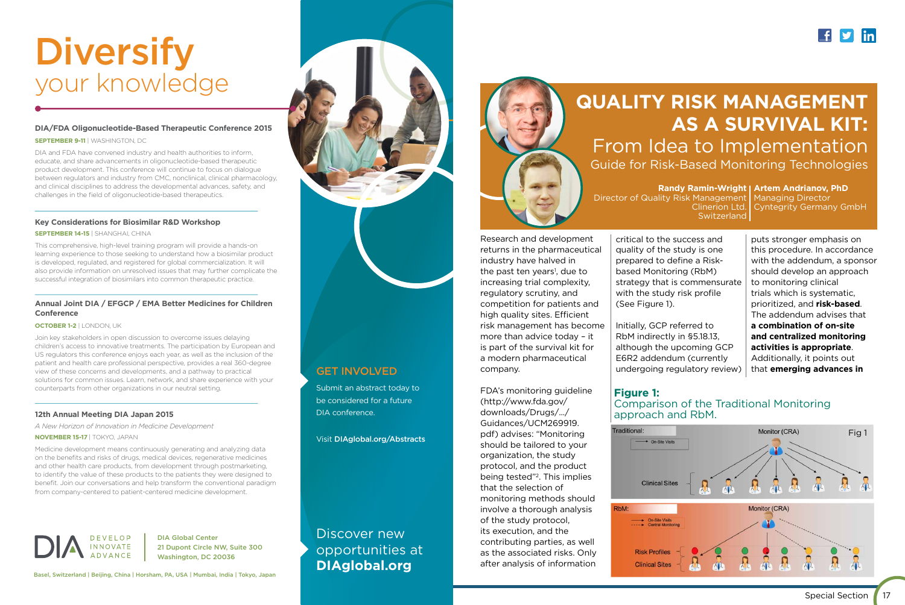# Diversify
## your knowledge

### DIA/FDA Oligonucleotide-Based Therapeutic Conference 2015

**SEPTEMBER 9-11** | WASHINGTON, DC

DIA and FDA have convened industry and health authorities to inform, educate, and share advancements in oligonucleotide-based therapeutic product development. This conference will continue to focus on dialogue between regulators and industry from CMC, nonclinical, clinical pharmacology, and clinical disciplines to address the developmental advances, safety, and challenges in the field of oligonucleotide-based therapeutics.

### Key Considerations for Biosimilar R&D Workshop

**SEPTEMBER 14-15** | SHANGHAI, CHINA

This comprehensive, high-level training program will provide a hands-on learning experience to those seeking to understand how a biosimilar product is developed, regulated, and registered for global commercialization. It will also provide information on unresolved issues that may further complicate the successful integration of biosimilars into common therapeutic practice.

### Annual Joint DIA / EFGCP / EMA Better Medicines for Children Conference

**OCTOBER 1-2** | LONDON, UK

Join key stakeholders in open discussion to overcome issues delaying children's access to innovative treatments. The participation by European and US regulators this conference enjoys each year, as well as the inclusion of the patient and health care professional perspective, provides a real 360-degree view of these concerns and developments, and a pathway to practical solutions for common issues. Learn, network, and share experience with your counterparts from other organizations in our neutral setting.

### 12th Annual Meeting DIA Japan 2015

*A New Horizon of Innovation in Medicine Development*

**NOVEMBER 15-17** | TOKYO, JAPAN

Medicine development means continuously generating and analyzing data on the benefits and risks of drugs, medical devices, regenerative medicines and other health care products, from development through postmarketing, to identify the value of these products to the patients they were designed to benefit. Join our conversations and help transform the conventional paradigm from company-centered to patient-centered medicine development.

DIA DEVELOP INNOVATE ADVANCE

DIA Global Center
21 Dupont Circle NW, Suite 300
Washington, DC 20036

Basel, Switzerland | Beijing, China | Horsham, PA, USA | Mumbai, India | Tokyo, Japan

**GET INVOLVED**

Submit an abstract today to be considered for a future DIA conference.

Visit **DIAglobal.org/Abstracts**

Discover new opportunities at **DIAglobal.org**

# QUALITY RISK MANAGEMENT AS A SURVIVAL KIT:
## From Idea to Implementation
### Guide for Risk-Based Monitoring Technologies

**Randy Ramin-Wright**
Director of Quality Risk Management
Clinerion Ltd.
Switzerland

**Artem Andrianov, PhD**
Managing Director
Cyntegrity Germany GmbH

Research and development returns in the pharmaceutical industry have halved in the past ten years[1], due to increasing trial complexity, regulatory scrutiny, and competition for patients and high quality sites. Efficient risk management has become more than advice today – it is part of the survival kit for a modern pharmaceutical company.

FDA's monitoring guideline (http://www.fda.gov/downloads/Drugs/.../Guidances/UCM269919.pdf) advises: "Monitoring should be tailored to your organization, the study protocol, and the product being tested"[2]. This implies that the selection of monitoring methods should involve a thorough analysis of the study protocol, its execution, and the contributing parties, as well as the associated risks. Only after analysis of information critical to the success and quality of the study is one prepared to define a Risk-based Monitoring (RbM) strategy that is commensurate with the study risk profile (See Figure 1).

Initially, GCP referred to RbM indirectly in §5.18.13, although the upcoming GCP E6R2 addendum (currently undergoing regulatory review) puts stronger emphasis on this procedure. In accordance with the addendum, a sponsor should develop an approach to monitoring clinical trials which is systematic, prioritized, and **risk-based**. The addendum advises that **a combination of on-site and centralized monitoring activities is appropriate**. Additionally, it points out that **emerging advances in**

**Figure 1:**
Comparison of the Traditional Monitoring approach and RbM.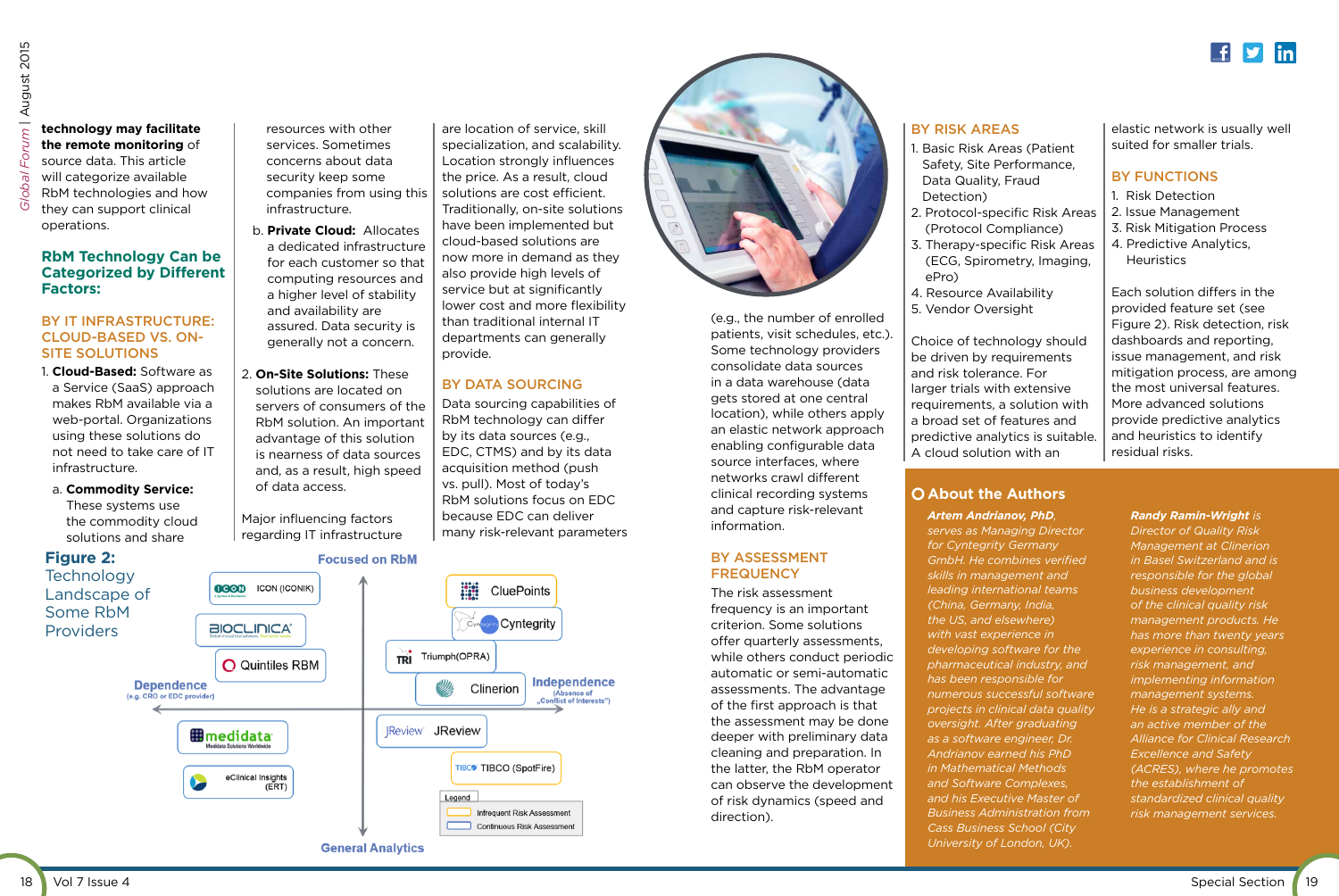**technology may facilitate the remote monitoring** of source data. This article will categorize available RbM technologies and how they can support clinical operations.

## RbM Technology Can be Categorized by Different Factors:

### BY IT INFRASTRUCTURE: CLOUD-BASED VS. ON-SITE SOLUTIONS

1. **Cloud-Based:** Software as a Service (SaaS) approach makes RbM available via a web-portal. Organizations using these solutions do not need to take care of IT infrastructure.

   a. **Commodity Service:** These systems use the commodity cloud solutions and share resources with other services. Sometimes concerns about data security keep some companies from using this infrastructure.

   b. **Private Cloud:** Allocates a dedicated infrastructure for each customer so that computing resources and a higher level of stability and availability are assured. Data security is generally not a concern.

2. **On-Site Solutions:** These solutions are located on servers of consumers of the RbM solution. An important advantage of this solution is nearness of data sources and, as a result, high speed of data access.

Major influencing factors regarding IT infrastructure are location of service, skill specialization, and scalability. Location strongly influences the price. As a result, cloud solutions are cost efficient. Traditionally, on-site solutions have been implemented but cloud-based solutions are now more in demand as they also provide high levels of service but at significantly lower cost and more flexibility than traditional internal IT departments can generally provide.

### BY DATA SOURCING

Data sourcing capabilities of RbM technology can differ by its data sources (e.g., EDC, CTMS) and by its data acquisition method (push vs. pull). Most of today's RbM solutions focus on EDC because EDC can deliver many risk-relevant parameters (e.g., the number of enrolled patients, visit schedules, etc.). Some technology providers consolidate data sources in a data warehouse (data gets stored at one central location), while others apply an elastic network approach enabling configurable data source interfaces, where networks crawl different clinical recording systems and capture risk-relevant information.

### BY ASSESSMENT FREQUENCY

The risk assessment frequency is an important criterion. Some solutions offer quarterly assessments, while others conduct periodic automatic or semi-automatic assessments. The advantage of the first approach is that the assessment may be done deeper with preliminary data cleaning and preparation. In the latter, the RbM operator can observe the development of risk dynamics (speed and direction).

### BY RISK AREAS

1. Basic Risk Areas (Patient Safety, Site Performance, Data Quality, Fraud Detection)
2. Protocol-specific Risk Areas (Protocol Compliance)
3. Therapy-specific Risk Areas (ECG, Spirometry, Imaging, ePro)
4. Resource Availability
5. Vendor Oversight

Choice of technology should be driven by requirements and risk tolerance. For larger trials with extensive requirements, a solution with a broad set of features and predictive analytics is suitable. A cloud solution with an elastic network is usually well suited for smaller trials.

### BY FUNCTIONS

1. Risk Detection
2. Issue Management
3. Risk Mitigation Process
4. Predictive Analytics, Heuristics

Each solution differs in the provided feature set (see Figure 2). Risk detection, risk dashboards and reporting, issue management, and risk mitigation process, are among the most universal features. More advanced solutions provide predictive analytics and heuristics to identify residual risks.

**Figure 2:** Technology Landscape of Some RbM Providers

Focused on RbM / General Analytics (vertical axis); Dependence (e.g. CRO or EDC provider) / Independence (Absence of „Conflict of Interests") (horizontal axis)

Providers: ICON (ICONIK), BIOCLINICA, Quintiles RBM, medidata, eClinical Insights (ERT), CluePoints, Cyntegrity, Triumph(OPRA), Clinerion, JReview, TIBCO (SpotFire)

Legend: Infrequent Risk Assessment; Continuous Risk Assessment

## About the Authors

***Artem Andrianov, PhD**, serves as Managing Director for Cyntegrity Germany GmbH. He combines verified skills in management and leading international teams (China, Germany, India, the US, and elsewhere) with vast experience in developing software for the pharmaceutical industry, and has been responsible for numerous successful software projects in clinical data quality oversight. After graduating as a software engineer, Dr. Andrianov earned his PhD in Mathematical Methods and Software Complexes, and his Executive Master of Business Administration from Cass Business School (City University of London, UK).*

***Randy Ramin-Wright** is Director of Quality Risk Management at Clinerion in Basel Switzerland and is responsible for the global business development of the clinical quality risk management products. He has more than twenty years experience in consulting, risk management, and implementing information management systems. He is a strategic ally and an active member of the Alliance for Clinical Research Excellence and Safety (ACRES), where he promotes the establishment of standardized clinical quality risk management services.*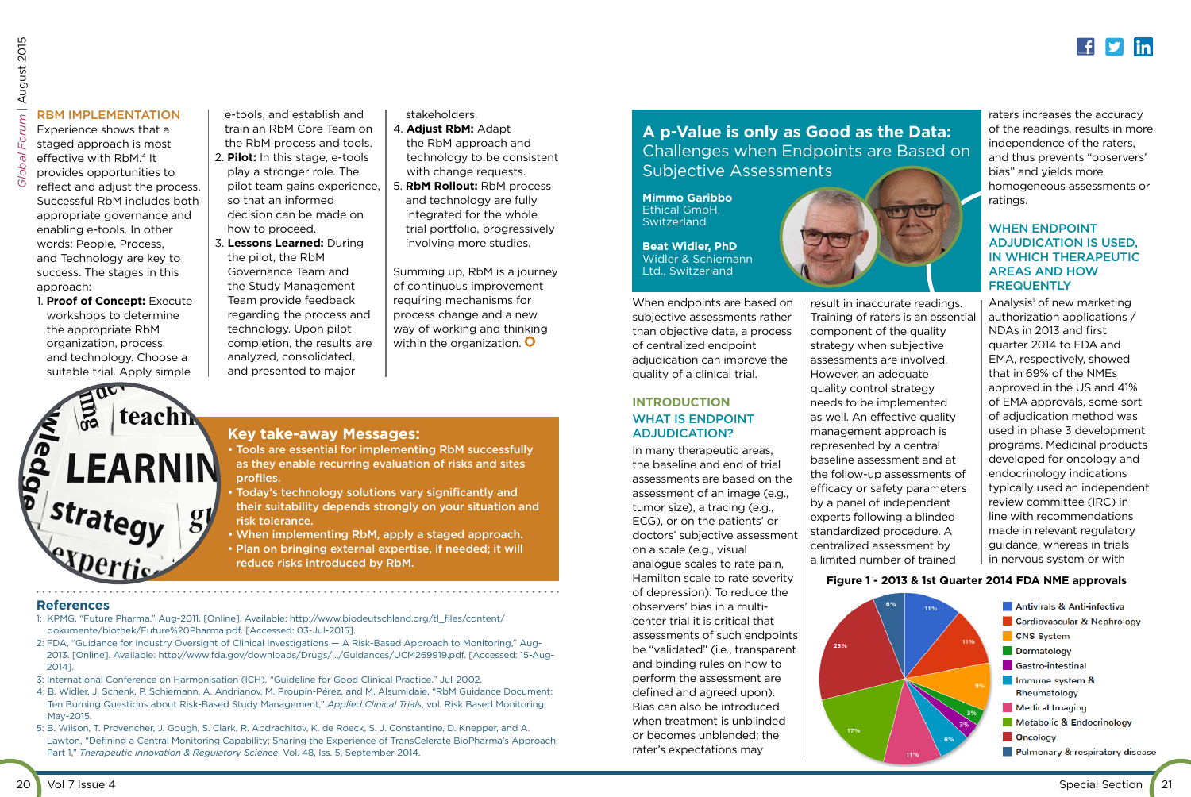## RBM IMPLEMENTATION

Experience shows that a staged approach is most effective with RbM.[4] It provides opportunities to reflect and adjust the process. Successful RbM includes both appropriate governance and enabling e-tools. In other words: People, Process, and Technology are key to success. The stages in this approach:

1. **Proof of Concept:** Execute workshops to determine the appropriate RbM organization, process, and technology. Choose a suitable trial. Apply simple e-tools, and establish and train an RbM Core Team on the RbM process and tools.
2. **Pilot:** In this stage, e-tools play a stronger role. The pilot team gains experience, so that an informed decision can be made on how to proceed.
3. **Lessons Learned:** During the pilot, the RbM Governance Team and the Study Management Team provide feedback regarding the process and technology. Upon pilot completion, the results are analyzed, consolidated, and presented to major stakeholders.
4. **Adjust RbM:** Adapt the RbM approach and technology to be consistent with change requests.
5. **RbM Rollout:** RbM process and technology are fully integrated for the whole trial portfolio, progressively involving more studies.

Summing up, RbM is a journey of continuous improvement requiring mechanisms for process change and a new way of working and thinking within the organization.

### Key take-away Messages:

- Tools are essential for implementing RbM successfully as they enable recurring evaluation of risks and sites profiles.
- Today's technology solutions vary significantly and their suitability depends strongly on your situation and risk tolerance.
- When implementing RbM, apply a staged approach.
- Plan on bringing external expertise, if needed; it will reduce risks introduced by RbM.

## References

1: KPMG, "Future Pharma," Aug-2011. [Online]. Available: http://www.biodeutschland.org/tl_files/content/dokumente/biothek/Future%20Pharma.pdf. [Accessed: 03-Jul-2015].

2: FDA, "Guidance for Industry Oversight of Clinical Investigations — A Risk-Based Approach to Monitoring," Aug-2013. [Online]. Available: http://www.fda.gov/downloads/Drugs/.../Guidances/UCM269919.pdf. [Accessed: 15-Aug-2014].

3: International Conference on Harmonisation (ICH), "Guideline for Good Clinical Practice." Jul-2002.

4: B. Widler, J. Schenk, P. Schiemann, A. Andrianov, M. Proupín-Pérez, and M. Alsumidaie, "RbM Guidance Document: Ten Burning Questions about Risk-Based Study Management," *Applied Clinical Trials*, vol. Risk Based Monitoring, May-2015.

5: B. Wilson, T. Provencher, J. Gough, S. Clark, R. Abdrachitov, K. de Roeck, S. J. Constantine, D. Knepper, and A. Lawton, "Defining a Central Monitoring Capability: Sharing the Experience of TransCelerate BioPharma's Approach, Part 1," *Therapeutic Innovation & Regulatory Science*, Vol. 48, Iss. 5, September 2014.

# A p-Value is only as Good as the Data: Challenges when Endpoints are Based on Subjective Assessments

**Mimmo Garibbo**
Ethical GmbH, Switzerland

**Beat Widler, PhD**
Widler & Schiemann Ltd., Switzerland

When endpoints are based on subjective assessments rather than objective data, a process of centralized endpoint adjudication can improve the quality of a clinical trial.

## INTRODUCTION

### WHAT IS ENDPOINT ADJUDICATION?

In many therapeutic areas, the baseline and end of trial assessments are based on the assessment of an image (e.g., tumor size), a tracing (e.g., ECG), or on the patients' or doctors' subjective assessment on a scale (e.g., visual analogue scales to rate pain, Hamilton scale to rate severity of depression). To reduce the observers' bias in a multi-center trial it is critical that assessments of such endpoints be "validated" (i.e., transparent and binding rules on how to perform the assessment are defined and agreed upon). Bias can also be introduced when treatment is unblinded or becomes unblended; the rater's expectations may result in inaccurate readings. Training of raters is an essential component of the quality strategy when subjective assessments are involved. However, an adequate quality control strategy needs to be implemented as well. An effective quality management approach is represented by a central baseline assessment and at the follow-up assessments of efficacy or safety parameters by a panel of independent experts following a blinded standardized procedure. A centralized assessment by a limited number of trained raters increases the accuracy of the readings, results in more independence of the raters, and thus prevents "observers' bias" and yields more homogeneous assessments or ratings.

### WHEN ENDPOINT ADJUDICATION IS USED, IN WHICH THERAPEUTIC AREAS AND HOW FREQUENTLY

Analysis[1] of new marketing authorization applications / NDAs in 2013 and first quarter 2014 to FDA and EMA, respectively, showed that in 69% of the NMEs approved in the US and 41% of EMA approvals, some sort of adjudication method was used in phase 3 development programs. Medicinal products developed for oncology and endocrinology indications typically used an independent review committee (IRC) in line with recommendations made in relevant regulatory guidance, whereas in trials in nervous system or with

**Figure 1 - 2013 & 1st Quarter 2014 FDA NME approvals**

6%
11%
11%
9%
3%
3%
6%
11%
17%
23%

Antivirals & Anti-infectiva
Cardiovascular & Nephrology
CNS System
Dermatology
Gastro-intestinal
Immune system & Rheumatology
Medical Imaging
Metabolic & Endocrinology
Oncology
Pulmonary & respiratory disease